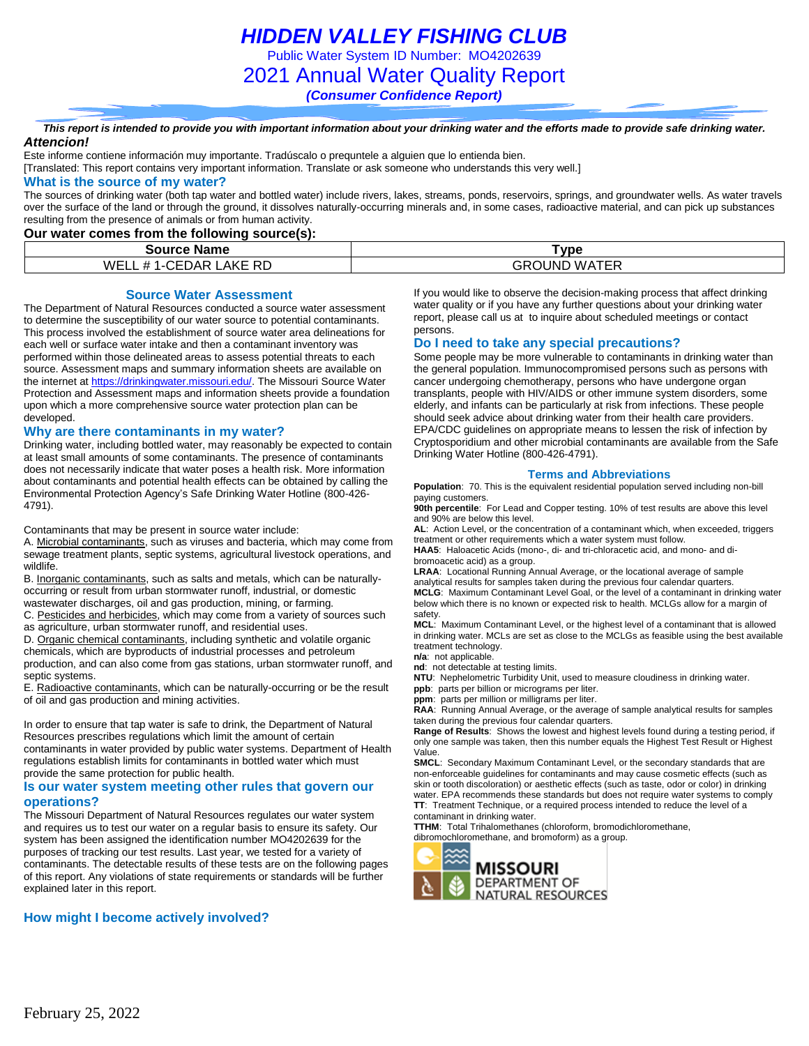# HIDDEN VALLEY FISHING CLUB

Public Water System ID Number: MO4202639

## 2021 Annual Water Quality Report

*(Consumer Confidence Report)*

***This report is intended to provide you with important information about your drinking water and the efforts made to provide safe drinking water.***

***Attencion!***

Este informe contiene información muy importante. Tradúscalo o prequntele a alguien que lo entienda bien.
[Translated: This report contains very important information. Translate or ask someone who understands this very well.]

### What is the source of my water?

The sources of drinking water (both tap water and bottled water) include rivers, lakes, streams, ponds, reservoirs, springs, and groundwater wells. As water travels over the surface of the land or through the ground, it dissolves naturally-occurring minerals and, in some cases, radioactive material, and can pick up substances resulting from the presence of animals or from human activity.

**Our water comes from the following source(s):**

| Source Name | Type |
|---|---|
| WELL # 1-CEDAR LAKE RD | GROUND WATER |

### Source Water Assessment

The Department of Natural Resources conducted a source water assessment to determine the susceptibility of our water source to potential contaminants. This process involved the establishment of source water area delineations for each well or surface water intake and then a contaminant inventory was performed within those delineated areas to assess potential threats to each source. Assessment maps and summary information sheets are available on the internet at https://drinkingwater.missouri.edu/. The Missouri Source Water Protection and Assessment maps and information sheets provide a foundation upon which a more comprehensive source water protection plan can be developed.

### Why are there contaminants in my water?

Drinking water, including bottled water, may reasonably be expected to contain at least small amounts of some contaminants. The presence of contaminants does not necessarily indicate that water poses a health risk. More information about contaminants and potential health effects can be obtained by calling the Environmental Protection Agency's Safe Drinking Water Hotline (800-426-4791).

Contaminants that may be present in source water include:

A. Microbial contaminants, such as viruses and bacteria, which may come from sewage treatment plants, septic systems, agricultural livestock operations, and wildlife.

B. Inorganic contaminants, such as salts and metals, which can be naturally-occurring or result from urban stormwater runoff, industrial, or domestic wastewater discharges, oil and gas production, mining, or farming.

C. Pesticides and herbicides, which may come from a variety of sources such as agriculture, urban stormwater runoff, and residential uses.

D. Organic chemical contaminants, including synthetic and volatile organic chemicals, which are byproducts of industrial processes and petroleum production, and can also come from gas stations, urban stormwater runoff, and septic systems.

E. Radioactive contaminants, which can be naturally-occurring or be the result of oil and gas production and mining activities.

In order to ensure that tap water is safe to drink, the Department of Natural Resources prescribes regulations which limit the amount of certain contaminants in water provided by public water systems. Department of Health regulations establish limits for contaminants in bottled water which must provide the same protection for public health.

### Is our water system meeting other rules that govern our operations?

The Missouri Department of Natural Resources regulates our water system and requires us to test our water on a regular basis to ensure its safety. Our system has been assigned the identification number MO4202639 for the purposes of tracking our test results. Last year, we tested for a variety of contaminants. The detectable results of these tests are on the following pages of this report. Any violations of state requirements or standards will be further explained later in this report.

### How might I become actively involved?

If you would like to observe the decision-making process that affect drinking water quality or if you have any further questions about your drinking water report, please call us at to inquire about scheduled meetings or contact persons.

### Do I need to take any special precautions?

Some people may be more vulnerable to contaminants in drinking water than the general population. Immunocompromised persons such as persons with cancer undergoing chemotherapy, persons who have undergone organ transplants, people with HIV/AIDS or other immune system disorders, some elderly, and infants can be particularly at risk from infections. These people should seek advice about drinking water from their health care providers. EPA/CDC guidelines on appropriate means to lessen the risk of infection by Cryptosporidium and other microbial contaminants are available from the Safe Drinking Water Hotline (800-426-4791).

### Terms and Abbreviations

**Population**: 70. This is the equivalent residential population served including non-bill paying customers.

**90th percentile**: For Lead and Copper testing. 10% of test results are above this level and 90% are below this level.

**AL**: Action Level, or the concentration of a contaminant which, when exceeded, triggers treatment or other requirements which a water system must follow.

**HAA5**: Haloacetic Acids (mono-, di- and tri-chloracetic acid, and mono- and di-bromoacetic acid) as a group.

**LRAA**: Locational Running Annual Average, or the locational average of sample analytical results for samples taken during the previous four calendar quarters.

**MCLG**: Maximum Contaminant Level Goal, or the level of a contaminant in drinking water below which there is no known or expected risk to health. MCLGs allow for a margin of safety.

**MCL**: Maximum Contaminant Level, or the highest level of a contaminant that is allowed in drinking water. MCLs are set as close to the MCLGs as feasible using the best available treatment technology.

**n/a**: not applicable.

**nd**: not detectable at testing limits.

**NTU**: Nephelometric Turbidity Unit, used to measure cloudiness in drinking water.

**ppb**: parts per billion or micrograms per liter.

**ppm**: parts per million or milligrams per liter.

**RAA**: Running Annual Average, or the average of sample analytical results for samples taken during the previous four calendar quarters.

**Range of Results**: Shows the lowest and highest levels found during a testing period, if only one sample was taken, then this number equals the Highest Test Result or Highest Value.

**SMCL**: Secondary Maximum Contaminant Level, or the secondary standards that are non-enforceable guidelines for contaminants and may cause cosmetic effects (such as skin or tooth discoloration) or aesthetic effects (such as taste, odor or color) in drinking water. EPA recommends these standards but does not require water systems to comply

**TT**: Treatment Technique, or a required process intended to reduce the level of a contaminant in drinking water.

**TTHM**: Total Trihalomethanes (chloroform, bromodichloromethane, dibromochloromethane, and bromoform) as a group.

MISSOURI DEPARTMENT OF NATURAL RESOURCES

February 25, 2022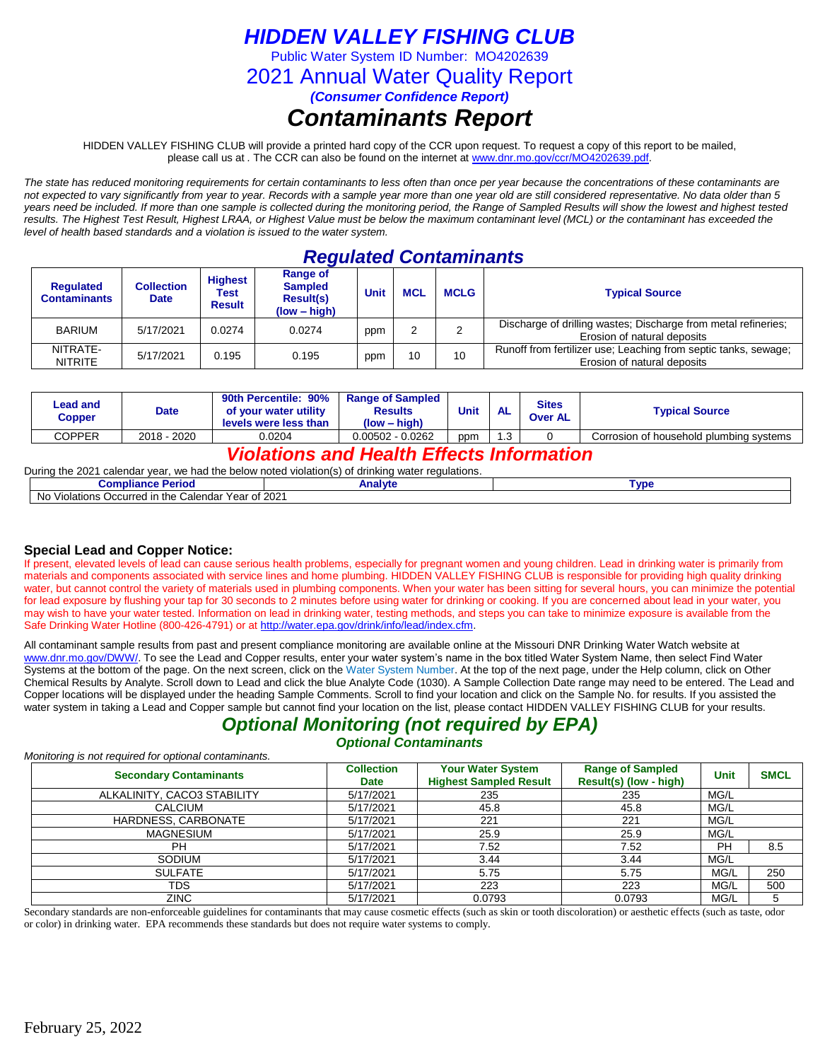# HIDDEN VALLEY FISHING CLUB

Public Water System ID Number: MO4202639

## 2021 Annual Water Quality Report

***(Consumer Confidence Report)***

# *Contaminants Report*

HIDDEN VALLEY FISHING CLUB will provide a printed hard copy of the CCR upon request. To request a copy of this report to be mailed, please call us at . The CCR can also be found on the internet at www.dnr.mo.gov/ccr/MO4202639.pdf.

*The state has reduced monitoring requirements for certain contaminants to less often than once per year because the concentrations of these contaminants are not expected to vary significantly from year to year. Records with a sample year more than one year old are still considered representative. No data older than 5 years need be included. If more than one sample is collected during the monitoring period, the Range of Sampled Results will show the lowest and highest tested results. The Highest Test Result, Highest LRAA, or Highest Value must be below the maximum contaminant level (MCL) or the contaminant has exceeded the level of health based standards and a violation is issued to the water system.*

## *Regulated Contaminants*

| Regulated Contaminants | Collection Date | Highest Test Result | Range of Sampled Result(s) (low – high) | Unit | MCL | MCLG | Typical Source |
|---|---|---|---|---|---|---|---|
| BARIUM | 5/17/2021 | 0.0274 | 0.0274 | ppm | 2 | 2 | Discharge of drilling wastes; Discharge from metal refineries; Erosion of natural deposits |
| NITRATE-NITRITE | 5/17/2021 | 0.195 | 0.195 | ppm | 10 | 10 | Runoff from fertilizer use; Leaching from septic tanks, sewage; Erosion of natural deposits |

| Lead and Copper | Date | 90th Percentile: 90% of your water utility levels were less than | Range of Sampled Results (low – high) | Unit | AL | Sites Over AL | Typical Source |
|---|---|---|---|---|---|---|---|
| COPPER | 2018 - 2020 | 0.0204 | 0.00502 - 0.0262 | ppm | 1.3 | 0 | Corrosion of household plumbing systems |

## *Violations and Health Effects Information*

During the 2021 calendar year, we had the below noted violation(s) of drinking water regulations.

| Compliance Period | Analyte | Type |
|---|---|---|
| No Violations Occurred in the Calendar Year of 2021 | | |

### Special Lead and Copper Notice:

If present, elevated levels of lead can cause serious health problems, especially for pregnant women and young children. Lead in drinking water is primarily from materials and components associated with service lines and home plumbing. HIDDEN VALLEY FISHING CLUB is responsible for providing high quality drinking water, but cannot control the variety of materials used in plumbing components. When your water has been sitting for several hours, you can minimize the potential for lead exposure by flushing your tap for 30 seconds to 2 minutes before using water for drinking or cooking. If you are concerned about lead in your water, you may wish to have your water tested. Information on lead in drinking water, testing methods, and steps you can take to minimize exposure is available from the Safe Drinking Water Hotline (800-426-4791) or at http://water.epa.gov/drink/info/lead/index.cfm.

All contaminant sample results from past and present compliance monitoring are available online at the Missouri DNR Drinking Water Watch website at www.dnr.mo.gov/DWW/. To see the Lead and Copper results, enter your water system's name in the box titled Water System Name, then select Find Water Systems at the bottom of the page. On the next screen, click on the Water System Number. At the top of the next page, under the Help column, click on Other Chemical Results by Analyte. Scroll down to Lead and click the blue Analyte Code (1030). A Sample Collection Date range may need to be entered. The Lead and Copper locations will be displayed under the heading Sample Comments. Scroll to find your location and click on the Sample No. for results. If you assisted the water system in taking a Lead and Copper sample but cannot find your location on the list, please contact HIDDEN VALLEY FISHING CLUB for your results.

## *Optional Monitoring (not required by EPA)*

***Optional Contaminants***

*Monitoring is not required for optional contaminants.*

| Secondary Contaminants | Collection Date | Your Water System Highest Sampled Result | Range of Sampled Result(s) (low - high) | Unit | SMCL |
|---|---|---|---|---|---|
| ALKALINITY, CACO3 STABILITY | 5/17/2021 | 235 | 235 | MG/L | |
| CALCIUM | 5/17/2021 | 45.8 | 45.8 | MG/L | |
| HARDNESS, CARBONATE | 5/17/2021 | 221 | 221 | MG/L | |
| MAGNESIUM | 5/17/2021 | 25.9 | 25.9 | MG/L | |
| PH | 5/17/2021 | 7.52 | 7.52 | PH | 8.5 |
| SODIUM | 5/17/2021 | 3.44 | 3.44 | MG/L | |
| SULFATE | 5/17/2021 | 5.75 | 5.75 | MG/L | 250 |
| TDS | 5/17/2021 | 223 | 223 | MG/L | 500 |
| ZINC | 5/17/2021 | 0.0793 | 0.0793 | MG/L | 5 |

Secondary standards are non-enforceable guidelines for contaminants that may cause cosmetic effects (such as skin or tooth discoloration) or aesthetic effects (such as taste, odor or color) in drinking water. EPA recommends these standards but does not require water systems to comply.

February 25, 2022